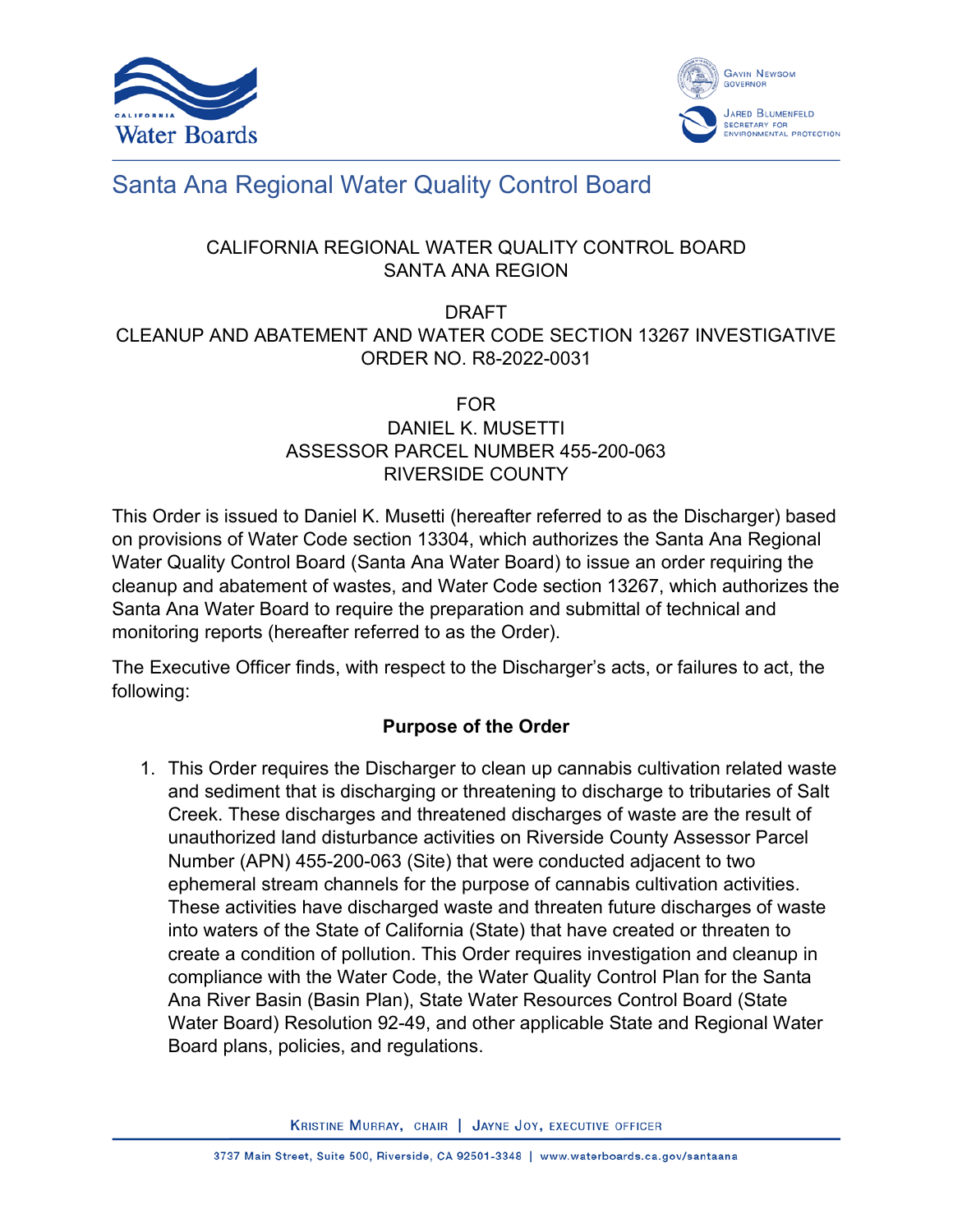# Santa Ana Regional Water Quality Control Board

CALIFORNIA REGIONAL WATER QUALITY CONTROL BOARD
SANTA ANA REGION

DRAFT
CLEANUP AND ABATEMENT AND WATER CODE SECTION 13267 INVESTIGATIVE ORDER NO. R8-2022-0031

FOR
DANIEL K. MUSETTI
ASSESSOR PARCEL NUMBER 455-200-063
RIVERSIDE COUNTY

This Order is issued to Daniel K. Musetti (hereafter referred to as the Discharger) based on provisions of Water Code section 13304, which authorizes the Santa Ana Regional Water Quality Control Board (Santa Ana Water Board) to issue an order requiring the cleanup and abatement of wastes, and Water Code section 13267, which authorizes the Santa Ana Water Board to require the preparation and submittal of technical and monitoring reports (hereafter referred to as the Order).

The Executive Officer finds, with respect to the Discharger's acts, or failures to act, the following:

## Purpose of the Order

1. This Order requires the Discharger to clean up cannabis cultivation related waste and sediment that is discharging or threatening to discharge to tributaries of Salt Creek. These discharges and threatened discharges of waste are the result of unauthorized land disturbance activities on Riverside County Assessor Parcel Number (APN) 455-200-063 (Site) that were conducted adjacent to two ephemeral stream channels for the purpose of cannabis cultivation activities. These activities have discharged waste and threaten future discharges of waste into waters of the State of California (State) that have created or threaten to create a condition of pollution. This Order requires investigation and cleanup in compliance with the Water Code, the Water Quality Control Plan for the Santa Ana River Basin (Basin Plan), State Water Resources Control Board (State Water Board) Resolution 92-49, and other applicable State and Regional Water Board plans, policies, and regulations.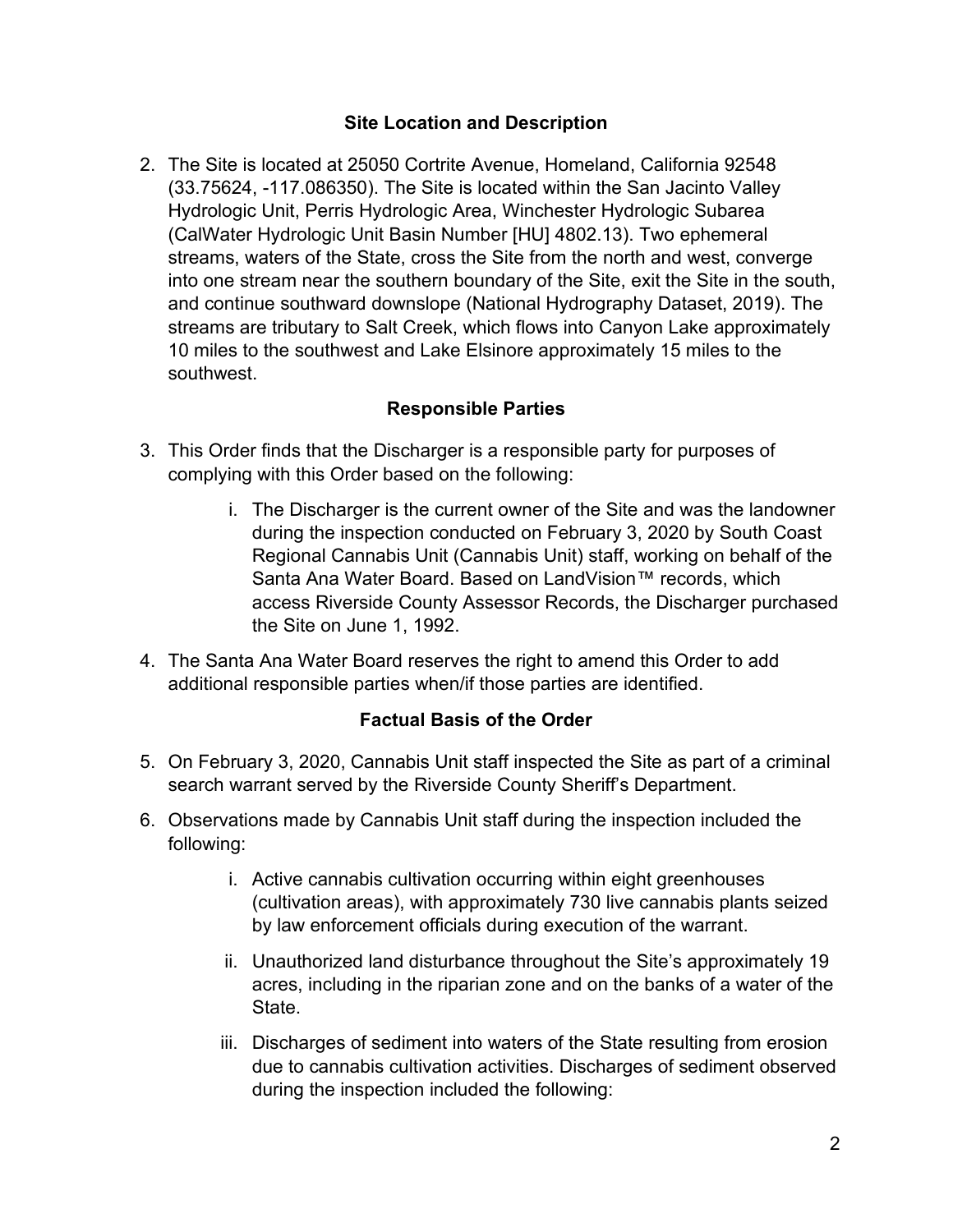## Site Location and Description

2. The Site is located at 25050 Cortrite Avenue, Homeland, California 92548 (33.75624, -117.086350). The Site is located within the San Jacinto Valley Hydrologic Unit, Perris Hydrologic Area, Winchester Hydrologic Subarea (CalWater Hydrologic Unit Basin Number [HU] 4802.13). Two ephemeral streams, waters of the State, cross the Site from the north and west, converge into one stream near the southern boundary of the Site, exit the Site in the south, and continue southward downslope (National Hydrography Dataset, 2019). The streams are tributary to Salt Creek, which flows into Canyon Lake approximately 10 miles to the southwest and Lake Elsinore approximately 15 miles to the southwest.

## Responsible Parties

3. This Order finds that the Discharger is a responsible party for purposes of complying with this Order based on the following:

   i. The Discharger is the current owner of the Site and was the landowner during the inspection conducted on February 3, 2020 by South Coast Regional Cannabis Unit (Cannabis Unit) staff, working on behalf of the Santa Ana Water Board. Based on LandVision™ records, which access Riverside County Assessor Records, the Discharger purchased the Site on June 1, 1992.

4. The Santa Ana Water Board reserves the right to amend this Order to add additional responsible parties when/if those parties are identified.

## Factual Basis of the Order

5. On February 3, 2020, Cannabis Unit staff inspected the Site as part of a criminal search warrant served by the Riverside County Sheriff's Department.

6. Observations made by Cannabis Unit staff during the inspection included the following:

   i. Active cannabis cultivation occurring within eight greenhouses (cultivation areas), with approximately 730 live cannabis plants seized by law enforcement officials during execution of the warrant.

   ii. Unauthorized land disturbance throughout the Site's approximately 19 acres, including in the riparian zone and on the banks of a water of the State.

   iii. Discharges of sediment into waters of the State resulting from erosion due to cannabis cultivation activities. Discharges of sediment observed during the inspection included the following: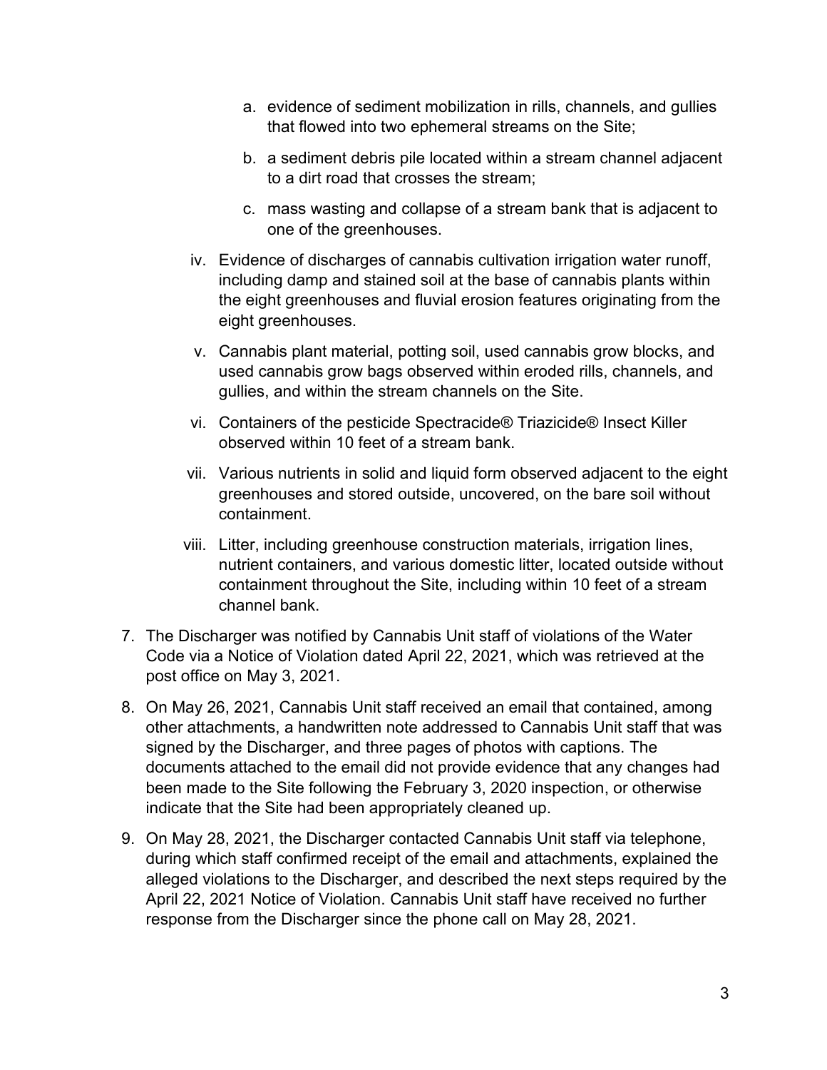a. evidence of sediment mobilization in rills, channels, and gullies that flowed into two ephemeral streams on the Site;

   b. a sediment debris pile located within a stream channel adjacent to a dirt road that crosses the stream;

   c. mass wasting and collapse of a stream bank that is adjacent to one of the greenhouses.

   iv. Evidence of discharges of cannabis cultivation irrigation water runoff, including damp and stained soil at the base of cannabis plants within the eight greenhouses and fluvial erosion features originating from the eight greenhouses.

   v. Cannabis plant material, potting soil, used cannabis grow blocks, and used cannabis grow bags observed within eroded rills, channels, and gullies, and within the stream channels on the Site.

   vi. Containers of the pesticide Spectracide® Triazicide® Insect Killer observed within 10 feet of a stream bank.

   vii. Various nutrients in solid and liquid form observed adjacent to the eight greenhouses and stored outside, uncovered, on the bare soil without containment.

   viii. Litter, including greenhouse construction materials, irrigation lines, nutrient containers, and various domestic litter, located outside without containment throughout the Site, including within 10 feet of a stream channel bank.

7. The Discharger was notified by Cannabis Unit staff of violations of the Water Code via a Notice of Violation dated April 22, 2021, which was retrieved at the post office on May 3, 2021.

8. On May 26, 2021, Cannabis Unit staff received an email that contained, among other attachments, a handwritten note addressed to Cannabis Unit staff that was signed by the Discharger, and three pages of photos with captions. The documents attached to the email did not provide evidence that any changes had been made to the Site following the February 3, 2020 inspection, or otherwise indicate that the Site had been appropriately cleaned up.

9. On May 28, 2021, the Discharger contacted Cannabis Unit staff via telephone, during which staff confirmed receipt of the email and attachments, explained the alleged violations to the Discharger, and described the next steps required by the April 22, 2021 Notice of Violation. Cannabis Unit staff have received no further response from the Discharger since the phone call on May 28, 2021.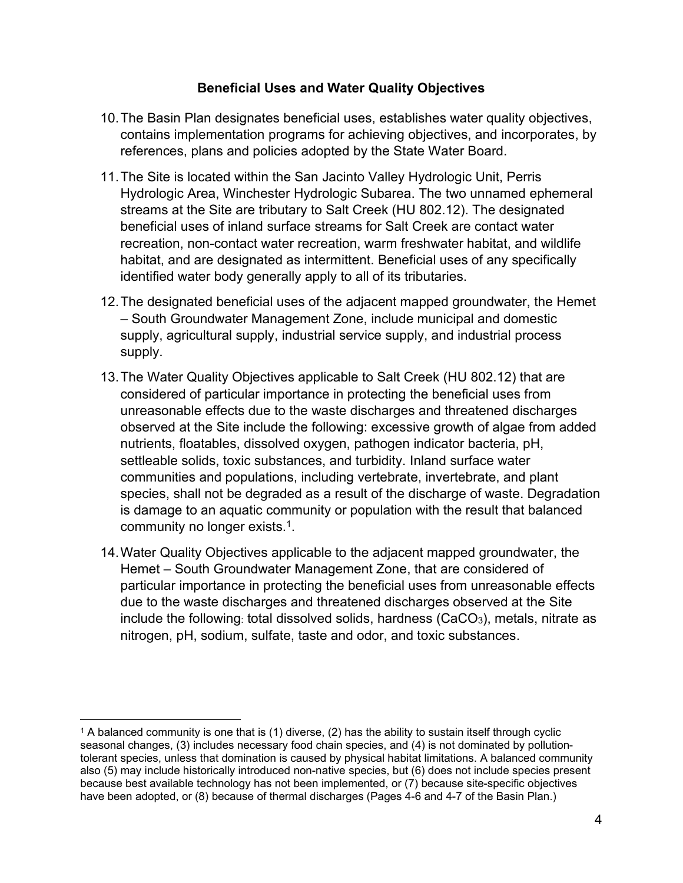**Beneficial Uses and Water Quality Objectives**

10. The Basin Plan designates beneficial uses, establishes water quality objectives, contains implementation programs for achieving objectives, and incorporates, by references, plans and policies adopted by the State Water Board.

11. The Site is located within the San Jacinto Valley Hydrologic Unit, Perris Hydrologic Area, Winchester Hydrologic Subarea. The two unnamed ephemeral streams at the Site are tributary to Salt Creek (HU 802.12). The designated beneficial uses of inland surface streams for Salt Creek are contact water recreation, non-contact water recreation, warm freshwater habitat, and wildlife habitat, and are designated as intermittent. Beneficial uses of any specifically identified water body generally apply to all of its tributaries.

12. The designated beneficial uses of the adjacent mapped groundwater, the Hemet – South Groundwater Management Zone, include municipal and domestic supply, agricultural supply, industrial service supply, and industrial process supply.

13. The Water Quality Objectives applicable to Salt Creek (HU 802.12) that are considered of particular importance in protecting the beneficial uses from unreasonable effects due to the waste discharges and threatened discharges observed at the Site include the following: excessive growth of algae from added nutrients, floatables, dissolved oxygen, pathogen indicator bacteria, pH, settleable solids, toxic substances, and turbidity. Inland surface water communities and populations, including vertebrate, invertebrate, and plant species, shall not be degraded as a result of the discharge of waste. Degradation is damage to an aquatic community or population with the result that balanced community no longer exists.[1].

14. Water Quality Objectives applicable to the adjacent mapped groundwater, the Hemet – South Groundwater Management Zone, that are considered of particular importance in protecting the beneficial uses from unreasonable effects due to the waste discharges and threatened discharges observed at the Site include the following: total dissolved solids, hardness ($CaCO_3$), metals, nitrate as nitrogen, pH, sodium, sulfate, taste and odor, and toxic substances.

---

[1] A balanced community is one that is (1) diverse, (2) has the ability to sustain itself through cyclic seasonal changes, (3) includes necessary food chain species, and (4) is not dominated by pollution-tolerant species, unless that domination is caused by physical habitat limitations. A balanced community also (5) may include historically introduced non-native species, but (6) does not include species present because best available technology has not been implemented, or (7) because site-specific objectives have been adopted, or (8) because of thermal discharges (Pages 4-6 and 4-7 of the Basin Plan.)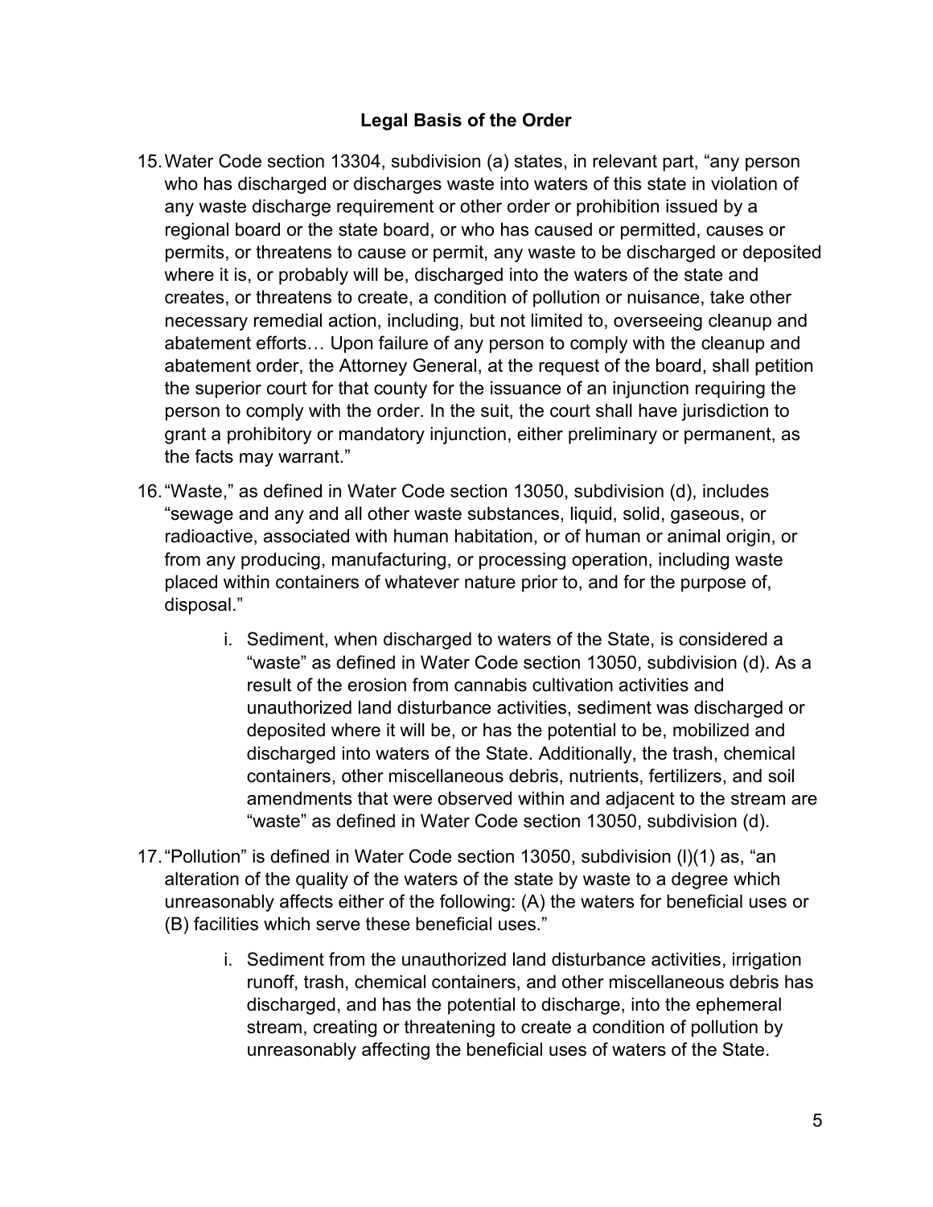## Legal Basis of the Order

15. Water Code section 13304, subdivision (a) states, in relevant part, "any person who has discharged or discharges waste into waters of this state in violation of any waste discharge requirement or other order or prohibition issued by a regional board or the state board, or who has caused or permitted, causes or permits, or threatens to cause or permit, any waste to be discharged or deposited where it is, or probably will be, discharged into the waters of the state and creates, or threatens to create, a condition of pollution or nuisance, take other necessary remedial action, including, but not limited to, overseeing cleanup and abatement efforts… Upon failure of any person to comply with the cleanup and abatement order, the Attorney General, at the request of the board, shall petition the superior court for that county for the issuance of an injunction requiring the person to comply with the order. In the suit, the court shall have jurisdiction to grant a prohibitory or mandatory injunction, either preliminary or permanent, as the facts may warrant."

16. "Waste," as defined in Water Code section 13050, subdivision (d), includes "sewage and any and all other waste substances, liquid, solid, gaseous, or radioactive, associated with human habitation, or of human or animal origin, or from any producing, manufacturing, or processing operation, including waste placed within containers of whatever nature prior to, and for the purpose of, disposal."

    i. Sediment, when discharged to waters of the State, is considered a "waste" as defined in Water Code section 13050, subdivision (d). As a result of the erosion from cannabis cultivation activities and unauthorized land disturbance activities, sediment was discharged or deposited where it will be, or has the potential to be, mobilized and discharged into waters of the State. Additionally, the trash, chemical containers, other miscellaneous debris, nutrients, fertilizers, and soil amendments that were observed within and adjacent to the stream are "waste" as defined in Water Code section 13050, subdivision (d).

17. "Pollution" is defined in Water Code section 13050, subdivision (l)(1) as, "an alteration of the quality of the waters of the state by waste to a degree which unreasonably affects either of the following: (A) the waters for beneficial uses or (B) facilities which serve these beneficial uses."

    i. Sediment from the unauthorized land disturbance activities, irrigation runoff, trash, chemical containers, and other miscellaneous debris has discharged, and has the potential to discharge, into the ephemeral stream, creating or threatening to create a condition of pollution by unreasonably affecting the beneficial uses of waters of the State.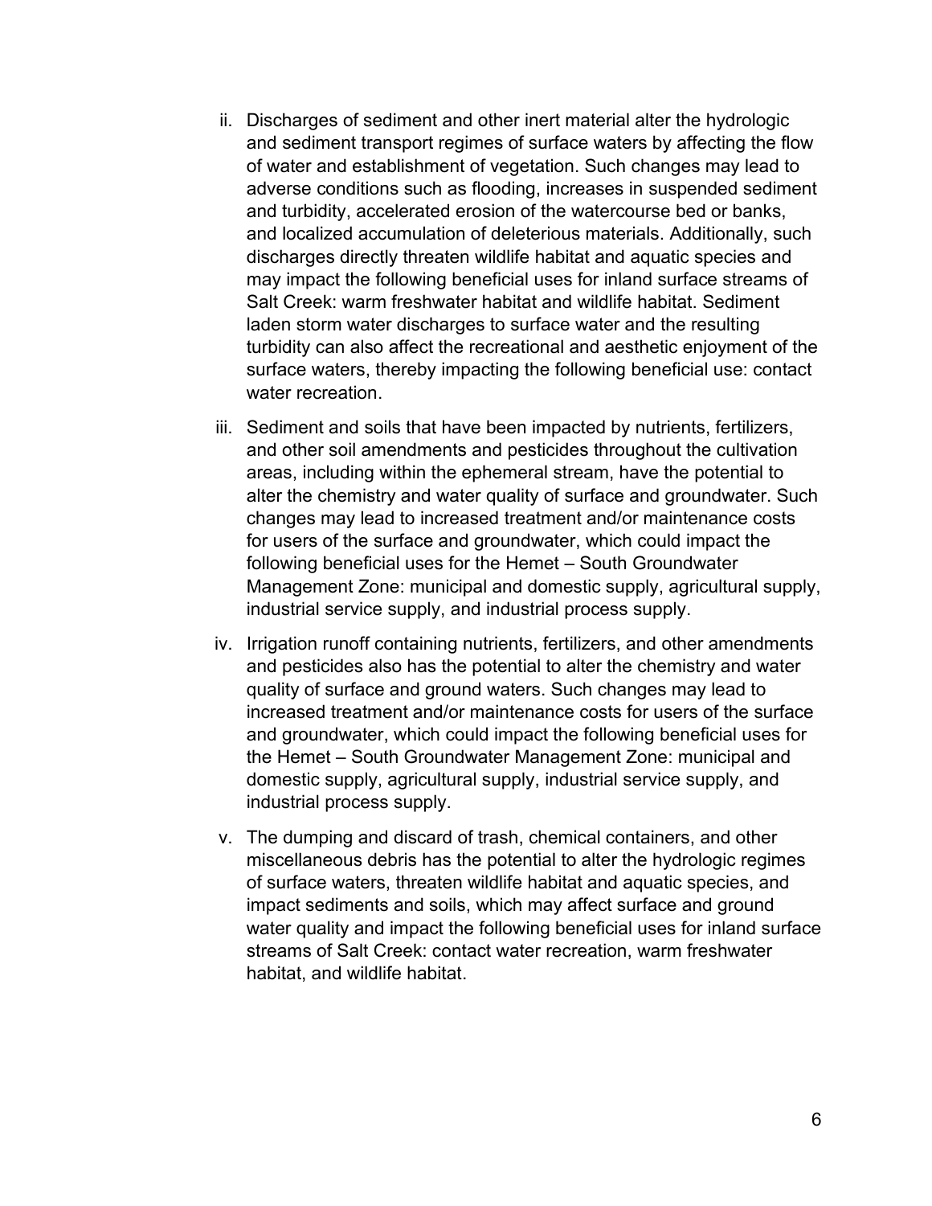ii. Discharges of sediment and other inert material alter the hydrologic and sediment transport regimes of surface waters by affecting the flow of water and establishment of vegetation. Such changes may lead to adverse conditions such as flooding, increases in suspended sediment and turbidity, accelerated erosion of the watercourse bed or banks, and localized accumulation of deleterious materials. Additionally, such discharges directly threaten wildlife habitat and aquatic species and may impact the following beneficial uses for inland surface streams of Salt Creek: warm freshwater habitat and wildlife habitat. Sediment laden storm water discharges to surface water and the resulting turbidity can also affect the recreational and aesthetic enjoyment of the surface waters, thereby impacting the following beneficial use: contact water recreation.

iii. Sediment and soils that have been impacted by nutrients, fertilizers, and other soil amendments and pesticides throughout the cultivation areas, including within the ephemeral stream, have the potential to alter the chemistry and water quality of surface and groundwater. Such changes may lead to increased treatment and/or maintenance costs for users of the surface and groundwater, which could impact the following beneficial uses for the Hemet – South Groundwater Management Zone: municipal and domestic supply, agricultural supply, industrial service supply, and industrial process supply.

iv. Irrigation runoff containing nutrients, fertilizers, and other amendments and pesticides also has the potential to alter the chemistry and water quality of surface and ground waters. Such changes may lead to increased treatment and/or maintenance costs for users of the surface and groundwater, which could impact the following beneficial uses for the Hemet – South Groundwater Management Zone: municipal and domestic supply, agricultural supply, industrial service supply, and industrial process supply.

v. The dumping and discard of trash, chemical containers, and other miscellaneous debris has the potential to alter the hydrologic regimes of surface waters, threaten wildlife habitat and aquatic species, and impact sediments and soils, which may affect surface and ground water quality and impact the following beneficial uses for inland surface streams of Salt Creek: contact water recreation, warm freshwater habitat, and wildlife habitat.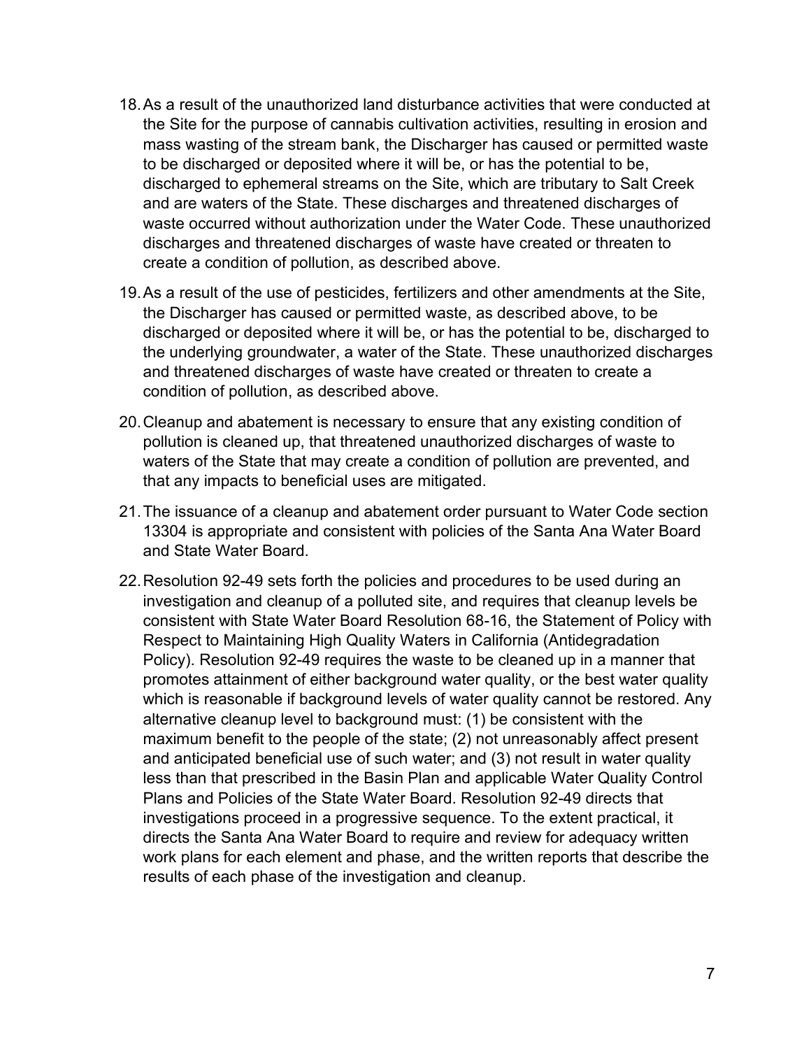18. As a result of the unauthorized land disturbance activities that were conducted at the Site for the purpose of cannabis cultivation activities, resulting in erosion and mass wasting of the stream bank, the Discharger has caused or permitted waste to be discharged or deposited where it will be, or has the potential to be, discharged to ephemeral streams on the Site, which are tributary to Salt Creek and are waters of the State. These discharges and threatened discharges of waste occurred without authorization under the Water Code. These unauthorized discharges and threatened discharges of waste have created or threaten to create a condition of pollution, as described above.

19. As a result of the use of pesticides, fertilizers and other amendments at the Site, the Discharger has caused or permitted waste, as described above, to be discharged or deposited where it will be, or has the potential to be, discharged to the underlying groundwater, a water of the State. These unauthorized discharges and threatened discharges of waste have created or threaten to create a condition of pollution, as described above.

20. Cleanup and abatement is necessary to ensure that any existing condition of pollution is cleaned up, that threatened unauthorized discharges of waste to waters of the State that may create a condition of pollution are prevented, and that any impacts to beneficial uses are mitigated.

21. The issuance of a cleanup and abatement order pursuant to Water Code section 13304 is appropriate and consistent with policies of the Santa Ana Water Board and State Water Board.

22. Resolution 92-49 sets forth the policies and procedures to be used during an investigation and cleanup of a polluted site, and requires that cleanup levels be consistent with State Water Board Resolution 68-16, the Statement of Policy with Respect to Maintaining High Quality Waters in California (Antidegradation Policy). Resolution 92-49 requires the waste to be cleaned up in a manner that promotes attainment of either background water quality, or the best water quality which is reasonable if background levels of water quality cannot be restored. Any alternative cleanup level to background must: (1) be consistent with the maximum benefit to the people of the state; (2) not unreasonably affect present and anticipated beneficial use of such water; and (3) not result in water quality less than that prescribed in the Basin Plan and applicable Water Quality Control Plans and Policies of the State Water Board. Resolution 92-49 directs that investigations proceed in a progressive sequence. To the extent practical, it directs the Santa Ana Water Board to require and review for adequacy written work plans for each element and phase, and the written reports that describe the results of each phase of the investigation and cleanup.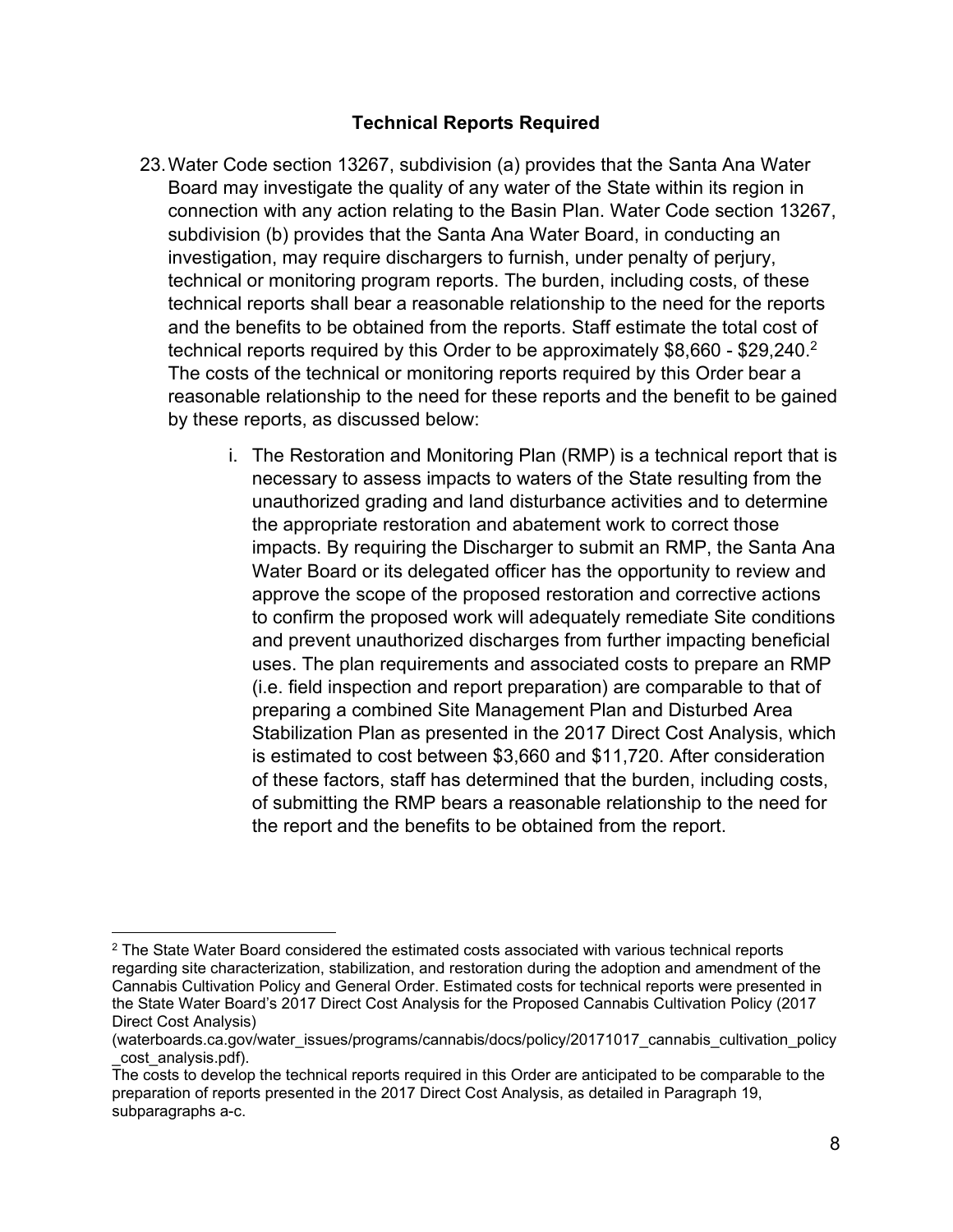**Technical Reports Required**

23. Water Code section 13267, subdivision (a) provides that the Santa Ana Water Board may investigate the quality of any water of the State within its region in connection with any action relating to the Basin Plan. Water Code section 13267, subdivision (b) provides that the Santa Ana Water Board, in conducting an investigation, may require dischargers to furnish, under penalty of perjury, technical or monitoring program reports. The burden, including costs, of these technical reports shall bear a reasonable relationship to the need for the reports and the benefits to be obtained from the reports. Staff estimate the total cost of technical reports required by this Order to be approximately $8,660 - $29,240.[2] The costs of the technical or monitoring reports required by this Order bear a reasonable relationship to the need for these reports and the benefit to be gained by these reports, as discussed below:

    i. The Restoration and Monitoring Plan (RMP) is a technical report that is necessary to assess impacts to waters of the State resulting from the unauthorized grading and land disturbance activities and to determine the appropriate restoration and abatement work to correct those impacts. By requiring the Discharger to submit an RMP, the Santa Ana Water Board or its delegated officer has the opportunity to review and approve the scope of the proposed restoration and corrective actions to confirm the proposed work will adequately remediate Site conditions and prevent unauthorized discharges from further impacting beneficial uses. The plan requirements and associated costs to prepare an RMP (i.e. field inspection and report preparation) are comparable to that of preparing a combined Site Management Plan and Disturbed Area Stabilization Plan as presented in the 2017 Direct Cost Analysis, which is estimated to cost between $3,660 and $11,720. After consideration of these factors, staff has determined that the burden, including costs, of submitting the RMP bears a reasonable relationship to the need for the report and the benefits to be obtained from the report.

---

[2] The State Water Board considered the estimated costs associated with various technical reports regarding site characterization, stabilization, and restoration during the adoption and amendment of the Cannabis Cultivation Policy and General Order. Estimated costs for technical reports were presented in the State Water Board's 2017 Direct Cost Analysis for the Proposed Cannabis Cultivation Policy (2017 Direct Cost Analysis) (waterboards.ca.gov/water_issues/programs/cannabis/docs/policy/20171017_cannabis_cultivation_policy_cost_analysis.pdf).
The costs to develop the technical reports required in this Order are anticipated to be comparable to the preparation of reports presented in the 2017 Direct Cost Analysis, as detailed in Paragraph 19, subparagraphs a-c.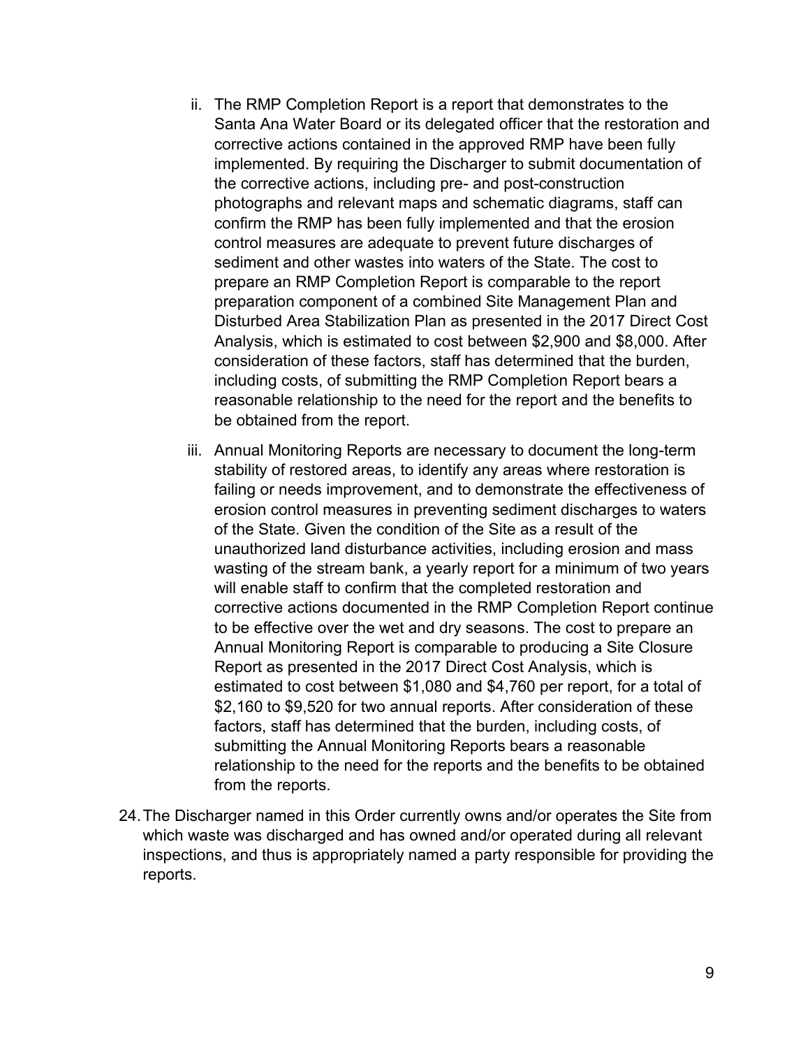ii. The RMP Completion Report is a report that demonstrates to the Santa Ana Water Board or its delegated officer that the restoration and corrective actions contained in the approved RMP have been fully implemented. By requiring the Discharger to submit documentation of the corrective actions, including pre- and post-construction photographs and relevant maps and schematic diagrams, staff can confirm the RMP has been fully implemented and that the erosion control measures are adequate to prevent future discharges of sediment and other wastes into waters of the State. The cost to prepare an RMP Completion Report is comparable to the report preparation component of a combined Site Management Plan and Disturbed Area Stabilization Plan as presented in the 2017 Direct Cost Analysis, which is estimated to cost between $2,900 and $8,000. After consideration of these factors, staff has determined that the burden, including costs, of submitting the RMP Completion Report bears a reasonable relationship to the need for the report and the benefits to be obtained from the report.

iii. Annual Monitoring Reports are necessary to document the long-term stability of restored areas, to identify any areas where restoration is failing or needs improvement, and to demonstrate the effectiveness of erosion control measures in preventing sediment discharges to waters of the State. Given the condition of the Site as a result of the unauthorized land disturbance activities, including erosion and mass wasting of the stream bank, a yearly report for a minimum of two years will enable staff to confirm that the completed restoration and corrective actions documented in the RMP Completion Report continue to be effective over the wet and dry seasons. The cost to prepare an Annual Monitoring Report is comparable to producing a Site Closure Report as presented in the 2017 Direct Cost Analysis, which is estimated to cost between $1,080 and $4,760 per report, for a total of $2,160 to $9,520 for two annual reports. After consideration of these factors, staff has determined that the burden, including costs, of submitting the Annual Monitoring Reports bears a reasonable relationship to the need for the reports and the benefits to be obtained from the reports.

24. The Discharger named in this Order currently owns and/or operates the Site from which waste was discharged and has owned and/or operated during all relevant inspections, and thus is appropriately named a party responsible for providing the reports.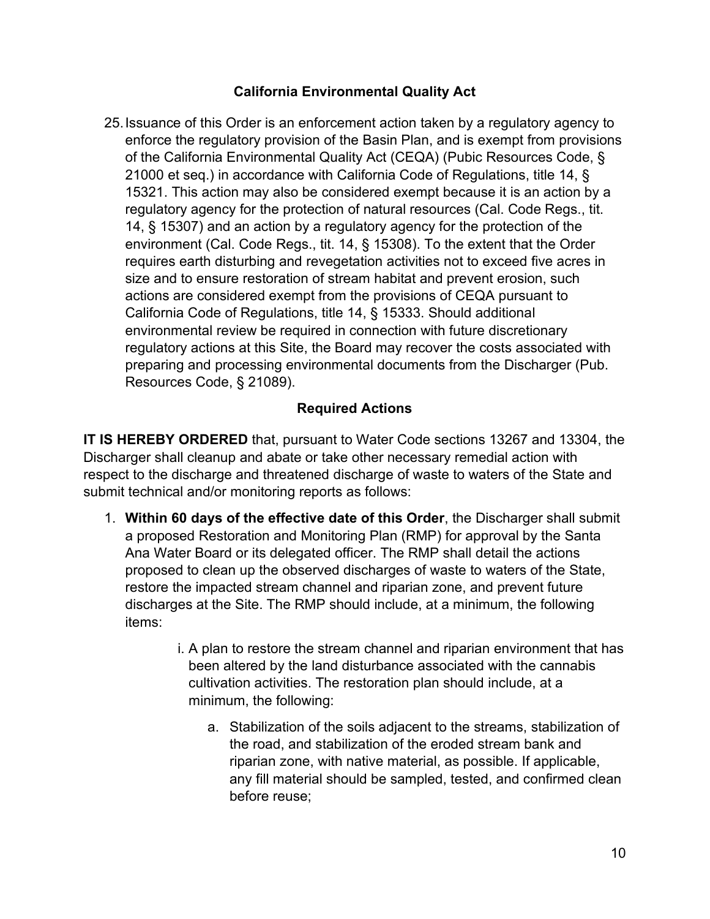## California Environmental Quality Act

25. Issuance of this Order is an enforcement action taken by a regulatory agency to enforce the regulatory provision of the Basin Plan, and is exempt from provisions of the California Environmental Quality Act (CEQA) (Pubic Resources Code, § 21000 et seq.) in accordance with California Code of Regulations, title 14, § 15321. This action may also be considered exempt because it is an action by a regulatory agency for the protection of natural resources (Cal. Code Regs., tit. 14, § 15307) and an action by a regulatory agency for the protection of the environment (Cal. Code Regs., tit. 14, § 15308). To the extent that the Order requires earth disturbing and revegetation activities not to exceed five acres in size and to ensure restoration of stream habitat and prevent erosion, such actions are considered exempt from the provisions of CEQA pursuant to California Code of Regulations, title 14, § 15333. Should additional environmental review be required in connection with future discretionary regulatory actions at this Site, the Board may recover the costs associated with preparing and processing environmental documents from the Discharger (Pub. Resources Code, § 21089).

## Required Actions

**IT IS HEREBY ORDERED** that, pursuant to Water Code sections 13267 and 13304, the Discharger shall cleanup and abate or take other necessary remedial action with respect to the discharge and threatened discharge of waste to waters of the State and submit technical and/or monitoring reports as follows:

1. **Within 60 days of the effective date of this Order**, the Discharger shall submit a proposed Restoration and Monitoring Plan (RMP) for approval by the Santa Ana Water Board or its delegated officer. The RMP shall detail the actions proposed to clean up the observed discharges of waste to waters of the State, restore the impacted stream channel and riparian zone, and prevent future discharges at the Site. The RMP should include, at a minimum, the following items:

    i. A plan to restore the stream channel and riparian environment that has been altered by the land disturbance associated with the cannabis cultivation activities. The restoration plan should include, at a minimum, the following:

    a. Stabilization of the soils adjacent to the streams, stabilization of the road, and stabilization of the eroded stream bank and riparian zone, with native material, as possible. If applicable, any fill material should be sampled, tested, and confirmed clean before reuse;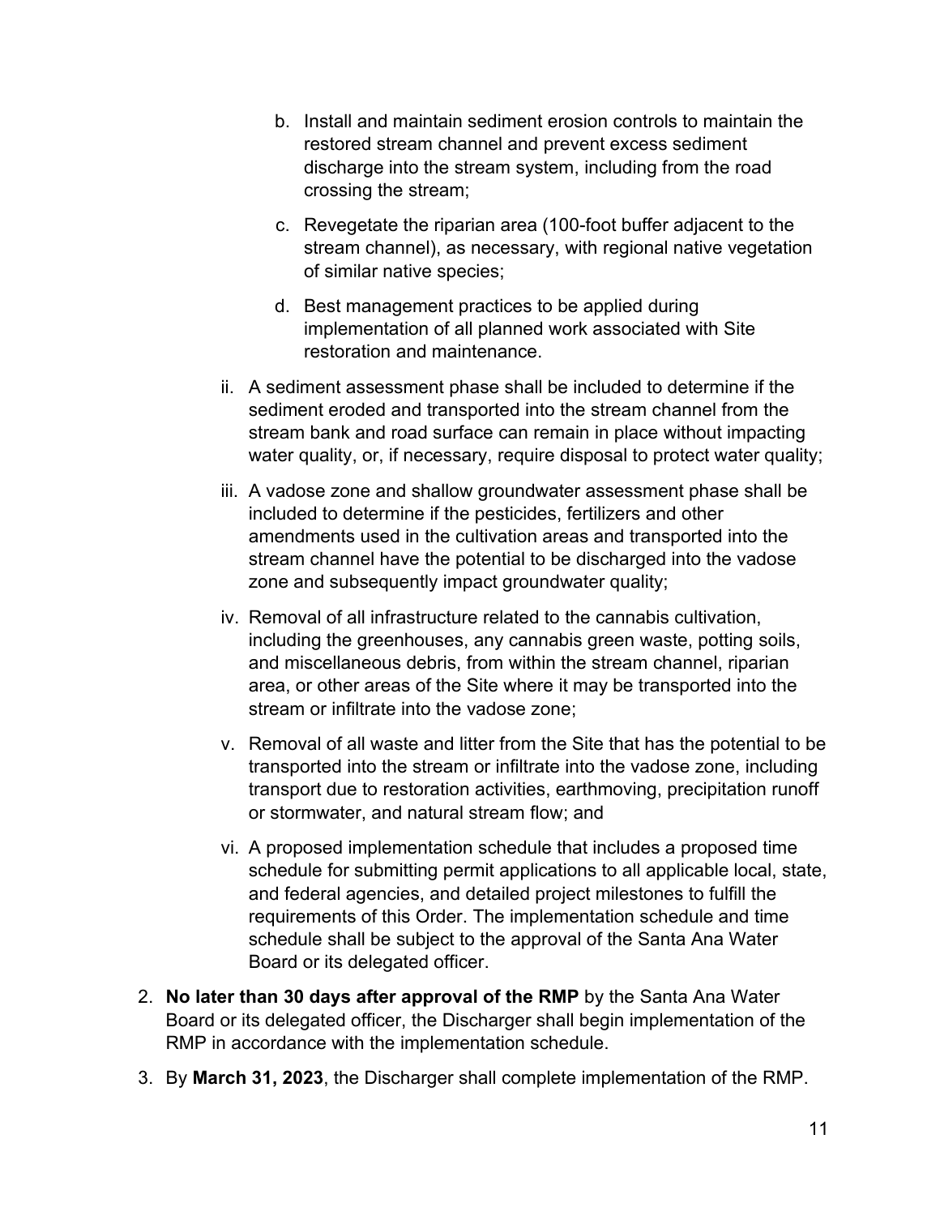b. Install and maintain sediment erosion controls to maintain the restored stream channel and prevent excess sediment discharge into the stream system, including from the road crossing the stream;

   c. Revegetate the riparian area (100-foot buffer adjacent to the stream channel), as necessary, with regional native vegetation of similar native species;

   d. Best management practices to be applied during implementation of all planned work associated with Site restoration and maintenance.

ii. A sediment assessment phase shall be included to determine if the sediment eroded and transported into the stream channel from the stream bank and road surface can remain in place without impacting water quality, or, if necessary, require disposal to protect water quality;

iii. A vadose zone and shallow groundwater assessment phase shall be included to determine if the pesticides, fertilizers and other amendments used in the cultivation areas and transported into the stream channel have the potential to be discharged into the vadose zone and subsequently impact groundwater quality;

iv. Removal of all infrastructure related to the cannabis cultivation, including the greenhouses, any cannabis green waste, potting soils, and miscellaneous debris, from within the stream channel, riparian area, or other areas of the Site where it may be transported into the stream or infiltrate into the vadose zone;

v. Removal of all waste and litter from the Site that has the potential to be transported into the stream or infiltrate into the vadose zone, including transport due to restoration activities, earthmoving, precipitation runoff or stormwater, and natural stream flow; and

vi. A proposed implementation schedule that includes a proposed time schedule for submitting permit applications to all applicable local, state, and federal agencies, and detailed project milestones to fulfill the requirements of this Order. The implementation schedule and time schedule shall be subject to the approval of the Santa Ana Water Board or its delegated officer.

2. **No later than 30 days after approval of the RMP** by the Santa Ana Water Board or its delegated officer, the Discharger shall begin implementation of the RMP in accordance with the implementation schedule.

3. By **March 31, 2023**, the Discharger shall complete implementation of the RMP.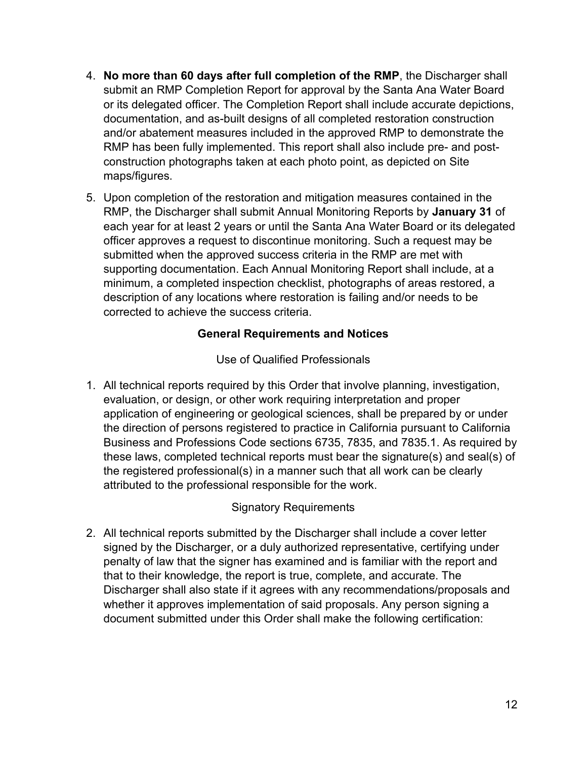4. **No more than 60 days after full completion of the RMP**, the Discharger shall submit an RMP Completion Report for approval by the Santa Ana Water Board or its delegated officer. The Completion Report shall include accurate depictions, documentation, and as-built designs of all completed restoration construction and/or abatement measures included in the approved RMP to demonstrate the RMP has been fully implemented. This report shall also include pre- and post-construction photographs taken at each photo point, as depicted on Site maps/figures.

5. Upon completion of the restoration and mitigation measures contained in the RMP, the Discharger shall submit Annual Monitoring Reports by **January 31** of each year for at least 2 years or until the Santa Ana Water Board or its delegated officer approves a request to discontinue monitoring. Such a request may be submitted when the approved success criteria in the RMP are met with supporting documentation. Each Annual Monitoring Report shall include, at a minimum, a completed inspection checklist, photographs of areas restored, a description of any locations where restoration is failing and/or needs to be corrected to achieve the success criteria.

## General Requirements and Notices

### Use of Qualified Professionals

1. All technical reports required by this Order that involve planning, investigation, evaluation, or design, or other work requiring interpretation and proper application of engineering or geological sciences, shall be prepared by or under the direction of persons registered to practice in California pursuant to California Business and Professions Code sections 6735, 7835, and 7835.1. As required by these laws, completed technical reports must bear the signature(s) and seal(s) of the registered professional(s) in a manner such that all work can be clearly attributed to the professional responsible for the work.

### Signatory Requirements

2. All technical reports submitted by the Discharger shall include a cover letter signed by the Discharger, or a duly authorized representative, certifying under penalty of law that the signer has examined and is familiar with the report and that to their knowledge, the report is true, complete, and accurate. The Discharger shall also state if it agrees with any recommendations/proposals and whether it approves implementation of said proposals. Any person signing a document submitted under this Order shall make the following certification: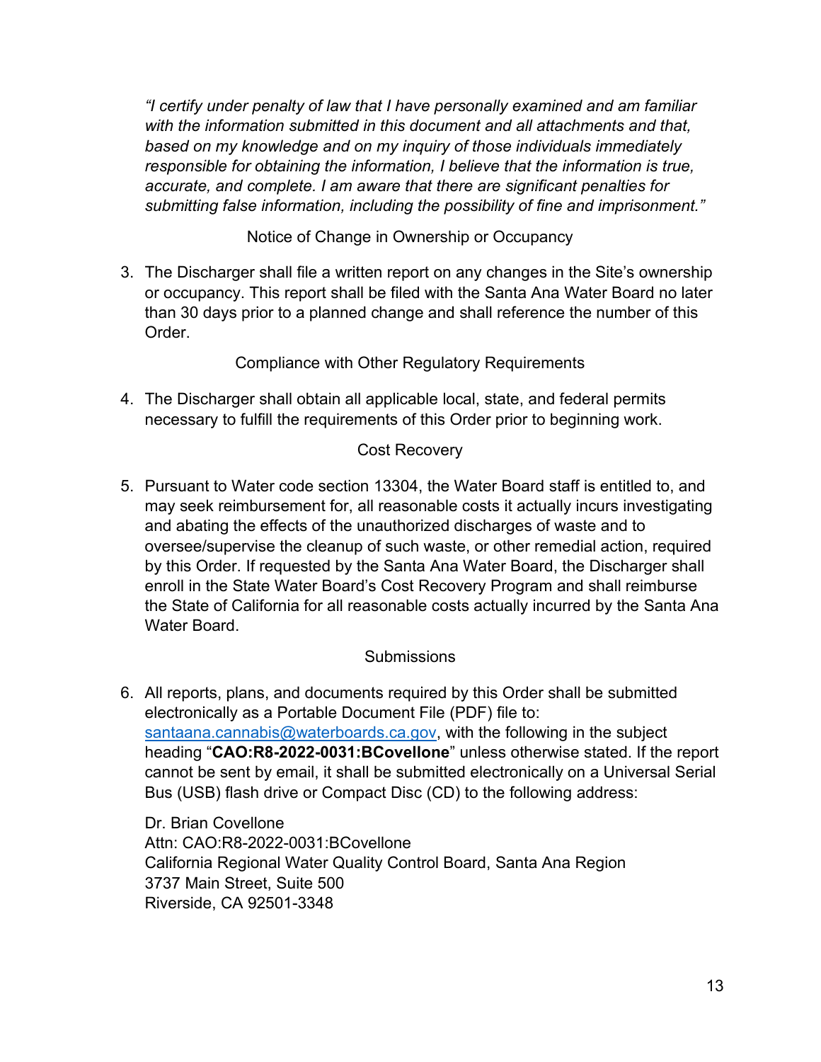*"I certify under penalty of law that I have personally examined and am familiar with the information submitted in this document and all attachments and that, based on my knowledge and on my inquiry of those individuals immediately responsible for obtaining the information, I believe that the information is true, accurate, and complete. I am aware that there are significant penalties for submitting false information, including the possibility of fine and imprisonment."*

Notice of Change in Ownership or Occupancy

3. The Discharger shall file a written report on any changes in the Site's ownership or occupancy. This report shall be filed with the Santa Ana Water Board no later than 30 days prior to a planned change and shall reference the number of this Order.

Compliance with Other Regulatory Requirements

4. The Discharger shall obtain all applicable local, state, and federal permits necessary to fulfill the requirements of this Order prior to beginning work.

Cost Recovery

5. Pursuant to Water code section 13304, the Water Board staff is entitled to, and may seek reimbursement for, all reasonable costs it actually incurs investigating and abating the effects of the unauthorized discharges of waste and to oversee/supervise the cleanup of such waste, or other remedial action, required by this Order. If requested by the Santa Ana Water Board, the Discharger shall enroll in the State Water Board's Cost Recovery Program and shall reimburse the State of California for all reasonable costs actually incurred by the Santa Ana Water Board.

Submissions

6. All reports, plans, and documents required by this Order shall be submitted electronically as a Portable Document File (PDF) file to: santaana.cannabis@waterboards.ca.gov, with the following in the subject heading "**CAO:R8-2022-0031:BCovellone**" unless otherwise stated. If the report cannot be sent by email, it shall be submitted electronically on a Universal Serial Bus (USB) flash drive or Compact Disc (CD) to the following address:

   Dr. Brian Covellone
   Attn: CAO:R8-2022-0031:BCovellone
   California Regional Water Quality Control Board, Santa Ana Region
   3737 Main Street, Suite 500
   Riverside, CA 92501-3348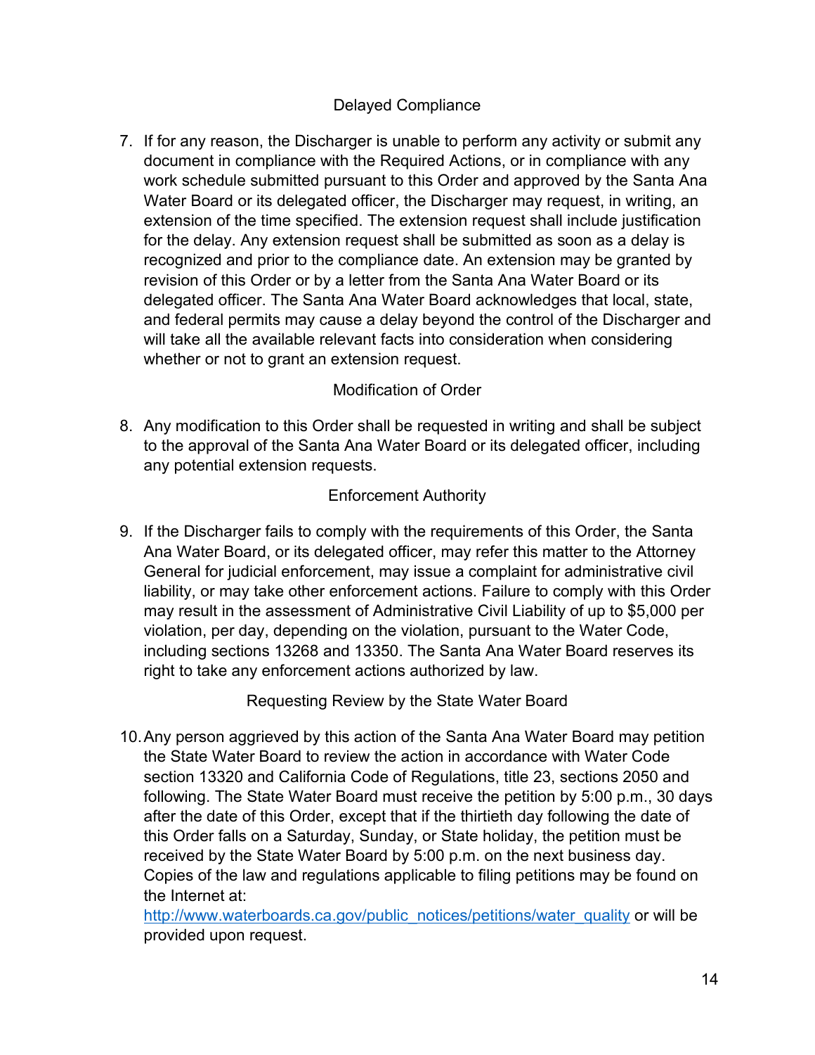### Delayed Compliance

7. If for any reason, the Discharger is unable to perform any activity or submit any document in compliance with the Required Actions, or in compliance with any work schedule submitted pursuant to this Order and approved by the Santa Ana Water Board or its delegated officer, the Discharger may request, in writing, an extension of the time specified. The extension request shall include justification for the delay. Any extension request shall be submitted as soon as a delay is recognized and prior to the compliance date. An extension may be granted by revision of this Order or by a letter from the Santa Ana Water Board or its delegated officer. The Santa Ana Water Board acknowledges that local, state, and federal permits may cause a delay beyond the control of the Discharger and will take all the available relevant facts into consideration when considering whether or not to grant an extension request.

### Modification of Order

8. Any modification to this Order shall be requested in writing and shall be subject to the approval of the Santa Ana Water Board or its delegated officer, including any potential extension requests.

### Enforcement Authority

9. If the Discharger fails to comply with the requirements of this Order, the Santa Ana Water Board, or its delegated officer, may refer this matter to the Attorney General for judicial enforcement, may issue a complaint for administrative civil liability, or may take other enforcement actions. Failure to comply with this Order may result in the assessment of Administrative Civil Liability of up to $5,000 per violation, per day, depending on the violation, pursuant to the Water Code, including sections 13268 and 13350. The Santa Ana Water Board reserves its right to take any enforcement actions authorized by law.

### Requesting Review by the State Water Board

10. Any person aggrieved by this action of the Santa Ana Water Board may petition the State Water Board to review the action in accordance with Water Code section 13320 and California Code of Regulations, title 23, sections 2050 and following. The State Water Board must receive the petition by 5:00 p.m., 30 days after the date of this Order, except that if the thirtieth day following the date of this Order falls on a Saturday, Sunday, or State holiday, the petition must be received by the State Water Board by 5:00 p.m. on the next business day. Copies of the law and regulations applicable to filing petitions may be found on the Internet at: [http://www.waterboards.ca.gov/public_notices/petitions/water_quality](http://www.waterboards.ca.gov/public_notices/petitions/water_quality) or will be provided upon request.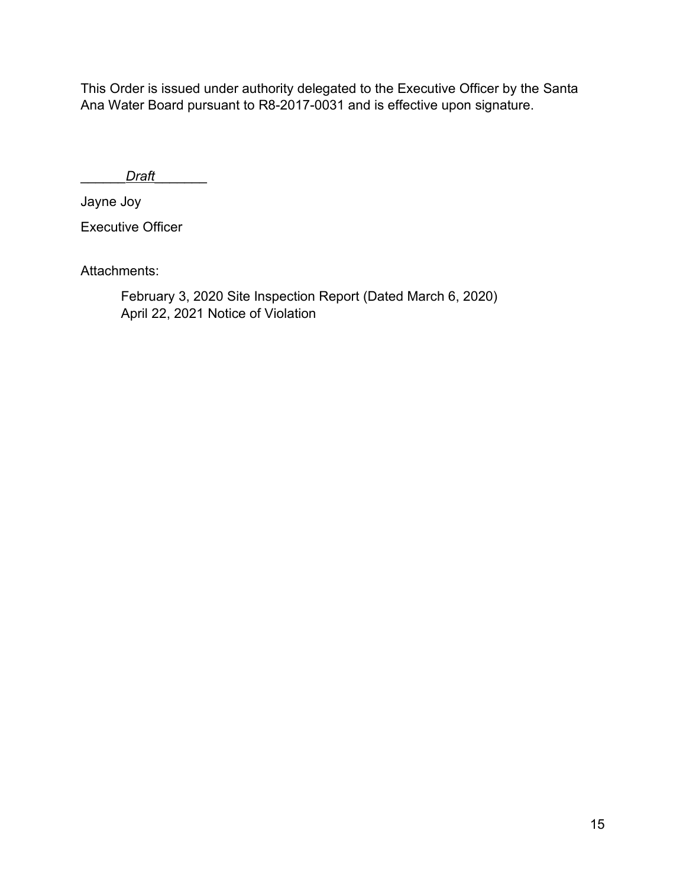This Order is issued under authority delegated to the Executive Officer by the Santa Ana Water Board pursuant to R8-2017-0031 and is effective upon signature.

______*Draft*_______

Jayne Joy

Executive Officer

Attachments:

February 3, 2020 Site Inspection Report (Dated March 6, 2020)
April 22, 2021 Notice of Violation